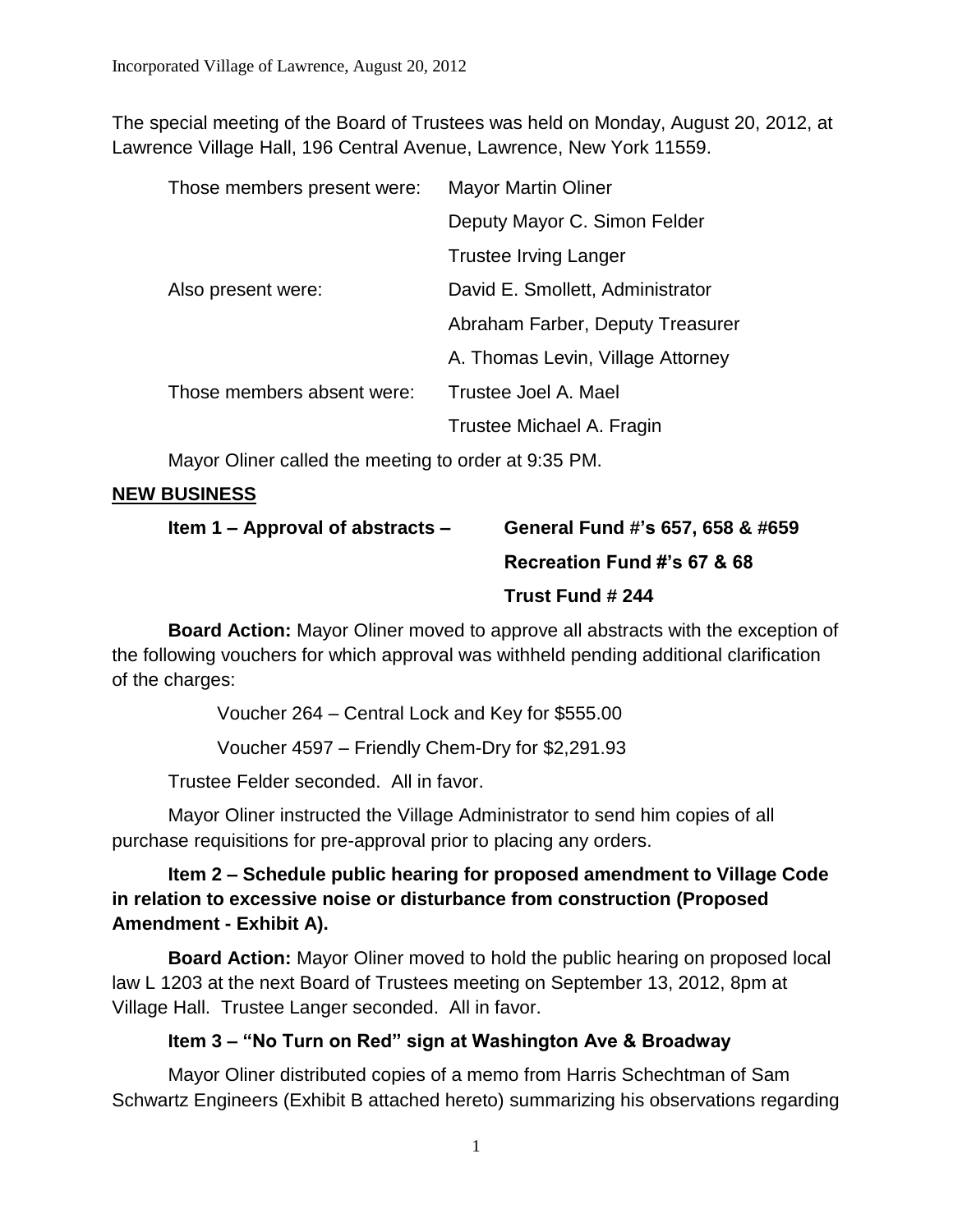The special meeting of the Board of Trustees was held on Monday, August 20, 2012, at Lawrence Village Hall, 196 Central Avenue, Lawrence, New York 11559.

| | |
|---|---|
| Those members present were: | Mayor Martin Oliner |
| | Deputy Mayor C. Simon Felder |
| | Trustee Irving Langer |
| Also present were: | David E. Smollett, Administrator |
| | Abraham Farber, Deputy Treasurer |
| | A. Thomas Levin, Village Attorney |
| Those members absent were: | Trustee Joel A. Mael |
| | Trustee Michael A. Fragin |

Mayor Oliner called the meeting to order at 9:35 PM.

## NEW BUSINESS

**Item 1 – Approval of abstracts – General Fund #'s 657, 658 & #659**
**Recreation Fund #'s 67 & 68**
**Trust Fund # 244**

**Board Action:** Mayor Oliner moved to approve all abstracts with the exception of the following vouchers for which approval was withheld pending additional clarification of the charges:

Voucher 264 – Central Lock and Key for $555.00

Voucher 4597 – Friendly Chem-Dry for $2,291.93

Trustee Felder seconded. All in favor.

Mayor Oliner instructed the Village Administrator to send him copies of all purchase requisitions for pre-approval prior to placing any orders.

**Item 2 – Schedule public hearing for proposed amendment to Village Code in relation to excessive noise or disturbance from construction (Proposed Amendment - Exhibit A).**

**Board Action:** Mayor Oliner moved to hold the public hearing on proposed local law L 1203 at the next Board of Trustees meeting on September 13, 2012, 8pm at Village Hall. Trustee Langer seconded. All in favor.

**Item 3 – "No Turn on Red" sign at Washington Ave & Broadway**

Mayor Oliner distributed copies of a memo from Harris Schechtman of Sam Schwartz Engineers (Exhibit B attached hereto) summarizing his observations regarding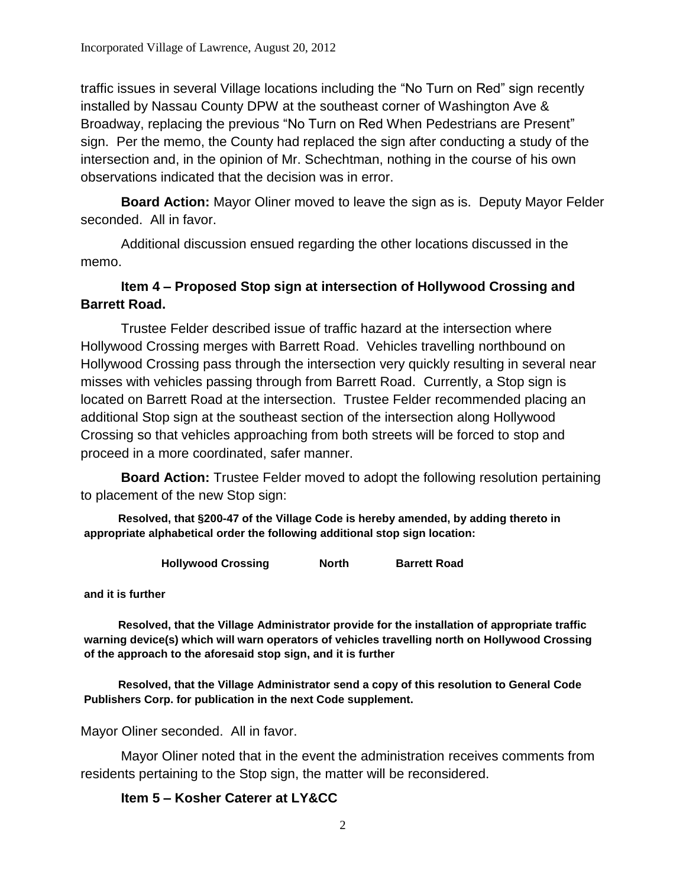traffic issues in several Village locations including the "No Turn on Red" sign recently installed by Nassau County DPW at the southeast corner of Washington Ave & Broadway, replacing the previous "No Turn on Red When Pedestrians are Present" sign. Per the memo, the County had replaced the sign after conducting a study of the intersection and, in the opinion of Mr. Schechtman, nothing in the course of his own observations indicated that the decision was in error.

**Board Action:** Mayor Oliner moved to leave the sign as is. Deputy Mayor Felder seconded. All in favor.

Additional discussion ensued regarding the other locations discussed in the memo.

**Item 4 – Proposed Stop sign at intersection of Hollywood Crossing and Barrett Road.**

Trustee Felder described issue of traffic hazard at the intersection where Hollywood Crossing merges with Barrett Road. Vehicles travelling northbound on Hollywood Crossing pass through the intersection very quickly resulting in several near misses with vehicles passing through from Barrett Road. Currently, a Stop sign is located on Barrett Road at the intersection. Trustee Felder recommended placing an additional Stop sign at the southeast section of the intersection along Hollywood Crossing so that vehicles approaching from both streets will be forced to stop and proceed in a more coordinated, safer manner.

**Board Action:** Trustee Felder moved to adopt the following resolution pertaining to placement of the new Stop sign:

**Resolved, that §200-47 of the Village Code is hereby amended, by adding thereto in appropriate alphabetical order the following additional stop sign location:**

| **Hollywood Crossing** | **North** | **Barrett Road** |
|---|---|---|

**and it is further**

**Resolved, that the Village Administrator provide for the installation of appropriate traffic warning device(s) which will warn operators of vehicles travelling north on Hollywood Crossing of the approach to the aforesaid stop sign, and it is further**

**Resolved, that the Village Administrator send a copy of this resolution to General Code Publishers Corp. for publication in the next Code supplement.**

Mayor Oliner seconded. All in favor.

Mayor Oliner noted that in the event the administration receives comments from residents pertaining to the Stop sign, the matter will be reconsidered.

**Item 5 – Kosher Caterer at LY&CC**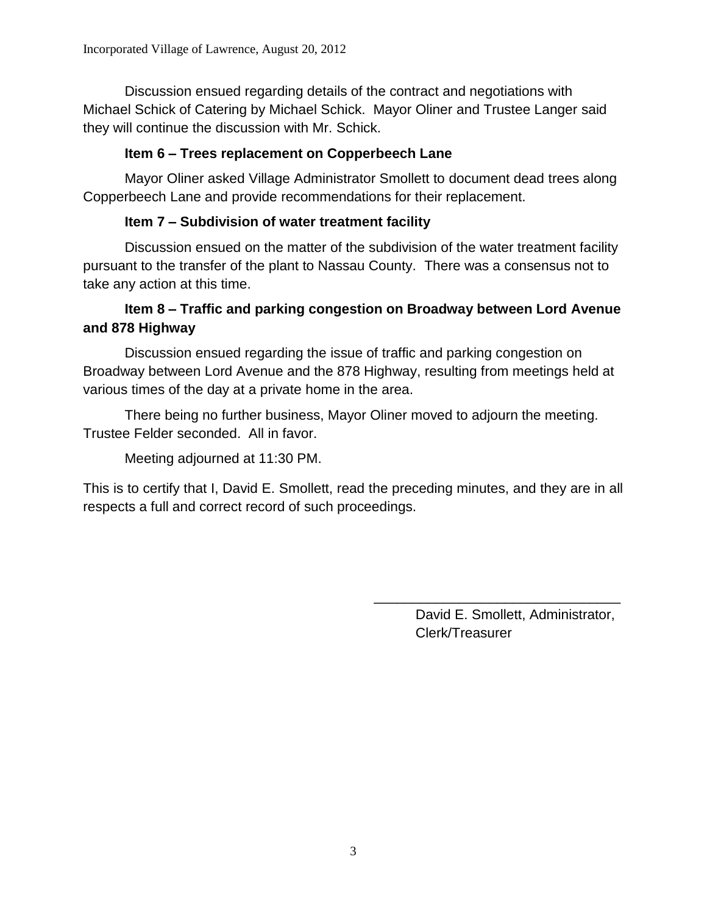Discussion ensued regarding details of the contract and negotiations with Michael Schick of Catering by Michael Schick. Mayor Oliner and Trustee Langer said they will continue the discussion with Mr. Schick.

**Item 6 – Trees replacement on Copperbeech Lane**

Mayor Oliner asked Village Administrator Smollett to document dead trees along Copperbeech Lane and provide recommendations for their replacement.

**Item 7 – Subdivision of water treatment facility**

Discussion ensued on the matter of the subdivision of the water treatment facility pursuant to the transfer of the plant to Nassau County. There was a consensus not to take any action at this time.

**Item 8 – Traffic and parking congestion on Broadway between Lord Avenue and 878 Highway**

Discussion ensued regarding the issue of traffic and parking congestion on Broadway between Lord Avenue and the 878 Highway, resulting from meetings held at various times of the day at a private home in the area.

There being no further business, Mayor Oliner moved to adjourn the meeting. Trustee Felder seconded. All in favor.

Meeting adjourned at 11:30 PM.

This is to certify that I, David E. Smollett, read the preceding minutes, and they are in all respects a full and correct record of such proceedings.

\_\_\_\_\_\_\_\_\_\_\_\_\_\_\_\_\_\_\_\_\_\_\_\_\_\_\_\_\_\_\_\_

David E. Smollett, Administrator,
Clerk/Treasurer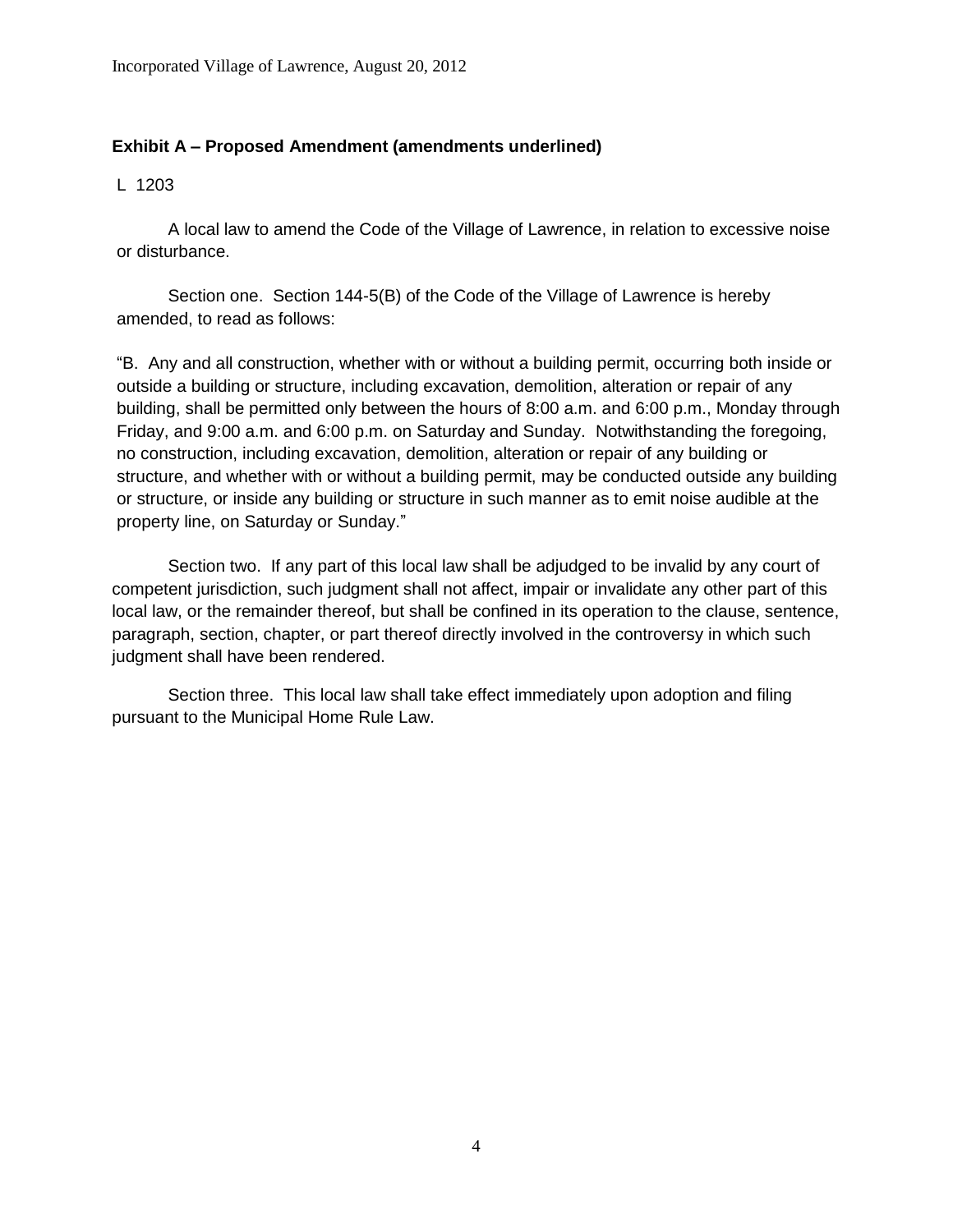**Exhibit A – Proposed Amendment (amendments underlined)**

L 1203

A local law to amend the Code of the Village of Lawrence, in relation to excessive noise or disturbance.

Section one. Section 144-5(B) of the Code of the Village of Lawrence is hereby amended, to read as follows:

"B. Any and all construction, whether with or without a building permit, occurring both inside or outside a building or structure, including excavation, demolition, alteration or repair of any building, shall be permitted only between the hours of 8:00 a.m. and 6:00 p.m., Monday through Friday, and 9:00 a.m. and 6:00 p.m. on Saturday and Sunday. Notwithstanding the foregoing, no construction, including excavation, demolition, alteration or repair of any building or structure, and whether with or without a building permit, may be conducted outside any building or structure, or inside any building or structure in such manner as to emit noise audible at the property line, on Saturday or Sunday."

Section two. If any part of this local law shall be adjudged to be invalid by any court of competent jurisdiction, such judgment shall not affect, impair or invalidate any other part of this local law, or the remainder thereof, but shall be confined in its operation to the clause, sentence, paragraph, section, chapter, or part thereof directly involved in the controversy in which such judgment shall have been rendered.

Section three. This local law shall take effect immediately upon adoption and filing pursuant to the Municipal Home Rule Law.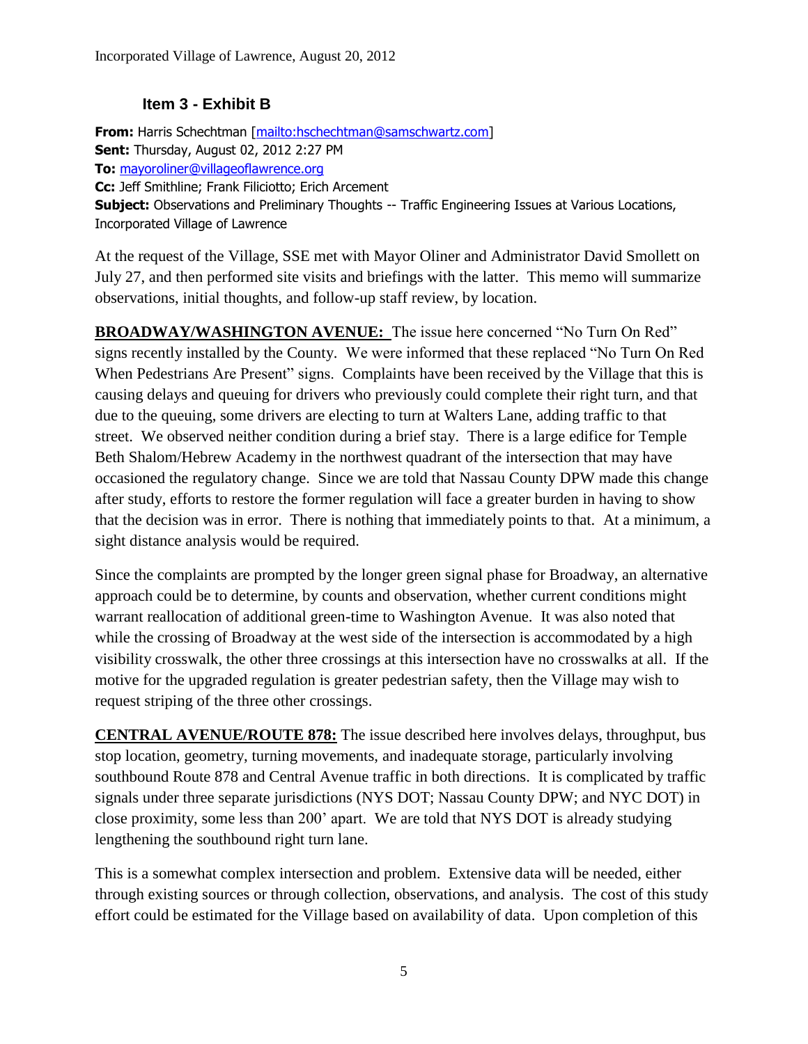## Item 3 - Exhibit B

**From:** Harris Schechtman [mailto:hschechtman@samschwartz.com]
**Sent:** Thursday, August 02, 2012 2:27 PM
**To:** mayoroliner@villageoflawrence.org
**Cc:** Jeff Smithline; Frank Filiciotto; Erich Arcement
**Subject:** Observations and Preliminary Thoughts -- Traffic Engineering Issues at Various Locations, Incorporated Village of Lawrence

At the request of the Village, SSE met with Mayor Oliner and Administrator David Smollett on July 27, and then performed site visits and briefings with the latter. This memo will summarize observations, initial thoughts, and follow-up staff review, by location.

**BROADWAY/WASHINGTON AVENUE:** The issue here concerned "No Turn On Red" signs recently installed by the County. We were informed that these replaced "No Turn On Red When Pedestrians Are Present" signs. Complaints have been received by the Village that this is causing delays and queuing for drivers who previously could complete their right turn, and that due to the queuing, some drivers are electing to turn at Walters Lane, adding traffic to that street. We observed neither condition during a brief stay. There is a large edifice for Temple Beth Shalom/Hebrew Academy in the northwest quadrant of the intersection that may have occasioned the regulatory change. Since we are told that Nassau County DPW made this change after study, efforts to restore the former regulation will face a greater burden in having to show that the decision was in error. There is nothing that immediately points to that. At a minimum, a sight distance analysis would be required.

Since the complaints are prompted by the longer green signal phase for Broadway, an alternative approach could be to determine, by counts and observation, whether current conditions might warrant reallocation of additional green-time to Washington Avenue. It was also noted that while the crossing of Broadway at the west side of the intersection is accommodated by a high visibility crosswalk, the other three crossings at this intersection have no crosswalks at all. If the motive for the upgraded regulation is greater pedestrian safety, then the Village may wish to request striping of the three other crossings.

**CENTRAL AVENUE/ROUTE 878:** The issue described here involves delays, throughput, bus stop location, geometry, turning movements, and inadequate storage, particularly involving southbound Route 878 and Central Avenue traffic in both directions. It is complicated by traffic signals under three separate jurisdictions (NYS DOT; Nassau County DPW; and NYC DOT) in close proximity, some less than 200' apart. We are told that NYS DOT is already studying lengthening the southbound right turn lane.

This is a somewhat complex intersection and problem. Extensive data will be needed, either through existing sources or through collection, observations, and analysis. The cost of this study effort could be estimated for the Village based on availability of data. Upon completion of this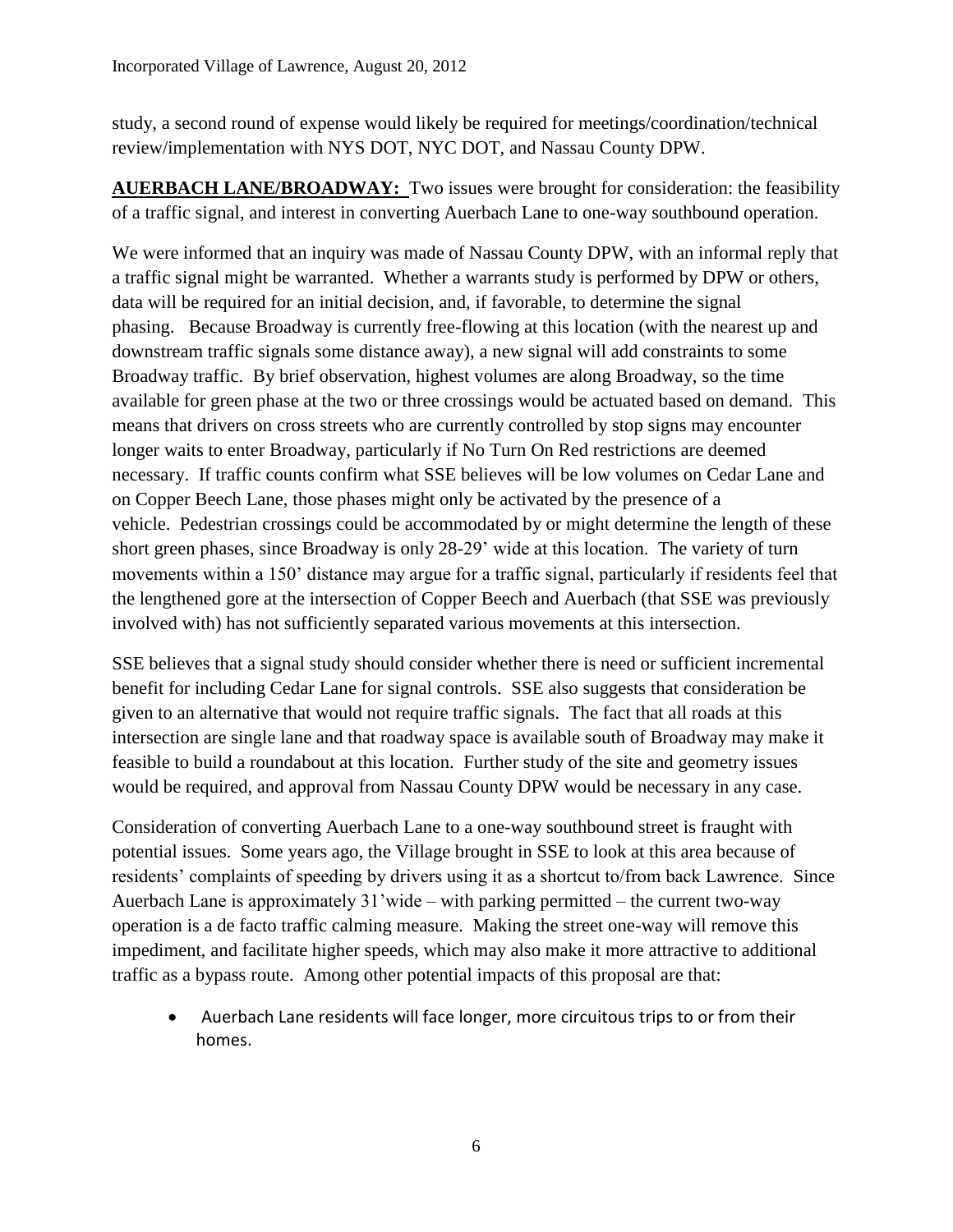study, a second round of expense would likely be required for meetings/coordination/technical review/implementation with NYS DOT, NYC DOT, and Nassau County DPW.

**AUERBACH LANE/BROADWAY:** Two issues were brought for consideration: the feasibility of a traffic signal, and interest in converting Auerbach Lane to one-way southbound operation.

We were informed that an inquiry was made of Nassau County DPW, with an informal reply that a traffic signal might be warranted. Whether a warrants study is performed by DPW or others, data will be required for an initial decision, and, if favorable, to determine the signal phasing. Because Broadway is currently free-flowing at this location (with the nearest up and downstream traffic signals some distance away), a new signal will add constraints to some Broadway traffic. By brief observation, highest volumes are along Broadway, so the time available for green phase at the two or three crossings would be actuated based on demand. This means that drivers on cross streets who are currently controlled by stop signs may encounter longer waits to enter Broadway, particularly if No Turn On Red restrictions are deemed necessary. If traffic counts confirm what SSE believes will be low volumes on Cedar Lane and on Copper Beech Lane, those phases might only be activated by the presence of a vehicle. Pedestrian crossings could be accommodated by or might determine the length of these short green phases, since Broadway is only 28-29' wide at this location. The variety of turn movements within a 150' distance may argue for a traffic signal, particularly if residents feel that the lengthened gore at the intersection of Copper Beech and Auerbach (that SSE was previously involved with) has not sufficiently separated various movements at this intersection.

SSE believes that a signal study should consider whether there is need or sufficient incremental benefit for including Cedar Lane for signal controls. SSE also suggests that consideration be given to an alternative that would not require traffic signals. The fact that all roads at this intersection are single lane and that roadway space is available south of Broadway may make it feasible to build a roundabout at this location. Further study of the site and geometry issues would be required, and approval from Nassau County DPW would be necessary in any case.

Consideration of converting Auerbach Lane to a one-way southbound street is fraught with potential issues. Some years ago, the Village brought in SSE to look at this area because of residents' complaints of speeding by drivers using it as a shortcut to/from back Lawrence. Since Auerbach Lane is approximately 31'wide – with parking permitted – the current two-way operation is a de facto traffic calming measure. Making the street one-way will remove this impediment, and facilitate higher speeds, which may also make it more attractive to additional traffic as a bypass route. Among other potential impacts of this proposal are that:

- Auerbach Lane residents will face longer, more circuitous trips to or from their homes.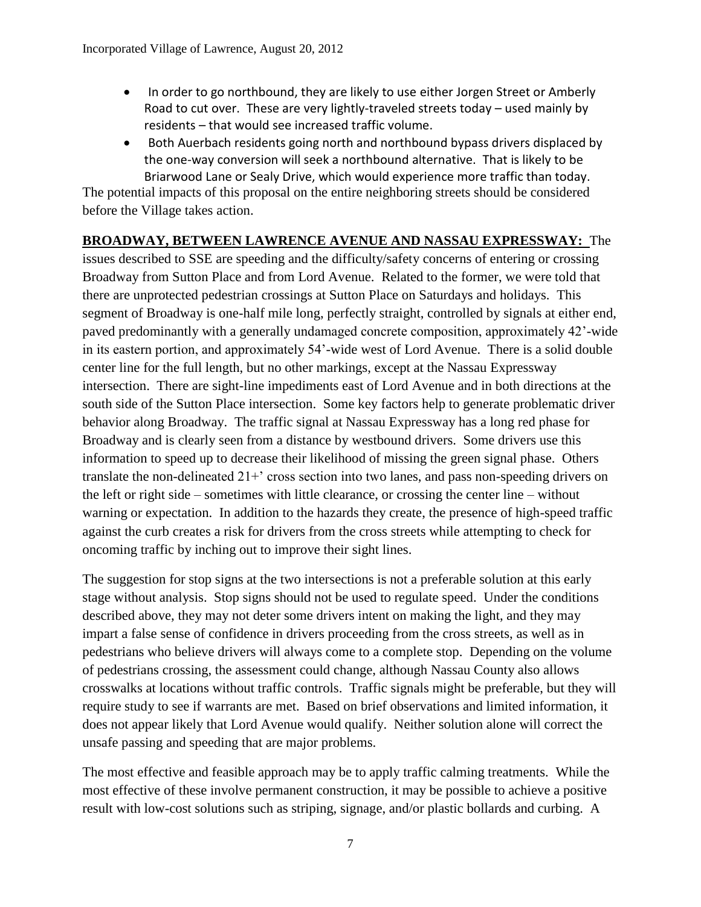- In order to go northbound, they are likely to use either Jorgen Street or Amberly Road to cut over. These are very lightly-traveled streets today – used mainly by residents – that would see increased traffic volume.
- Both Auerbach residents going north and northbound bypass drivers displaced by the one-way conversion will seek a northbound alternative. That is likely to be Briarwood Lane or Sealy Drive, which would experience more traffic than today.

The potential impacts of this proposal on the entire neighboring streets should be considered before the Village takes action.

**BROADWAY, BETWEEN LAWRENCE AVENUE AND NASSAU EXPRESSWAY:** The issues described to SSE are speeding and the difficulty/safety concerns of entering or crossing Broadway from Sutton Place and from Lord Avenue. Related to the former, we were told that there are unprotected pedestrian crossings at Sutton Place on Saturdays and holidays. This segment of Broadway is one-half mile long, perfectly straight, controlled by signals at either end, paved predominantly with a generally undamaged concrete composition, approximately 42'-wide in its eastern portion, and approximately 54'-wide west of Lord Avenue. There is a solid double center line for the full length, but no other markings, except at the Nassau Expressway intersection. There are sight-line impediments east of Lord Avenue and in both directions at the south side of the Sutton Place intersection. Some key factors help to generate problematic driver behavior along Broadway. The traffic signal at Nassau Expressway has a long red phase for Broadway and is clearly seen from a distance by westbound drivers. Some drivers use this information to speed up to decrease their likelihood of missing the green signal phase. Others translate the non-delineated 21+' cross section into two lanes, and pass non-speeding drivers on the left or right side – sometimes with little clearance, or crossing the center line – without warning or expectation. In addition to the hazards they create, the presence of high-speed traffic against the curb creates a risk for drivers from the cross streets while attempting to check for oncoming traffic by inching out to improve their sight lines.

The suggestion for stop signs at the two intersections is not a preferable solution at this early stage without analysis. Stop signs should not be used to regulate speed. Under the conditions described above, they may not deter some drivers intent on making the light, and they may impart a false sense of confidence in drivers proceeding from the cross streets, as well as in pedestrians who believe drivers will always come to a complete stop. Depending on the volume of pedestrians crossing, the assessment could change, although Nassau County also allows crosswalks at locations without traffic controls. Traffic signals might be preferable, but they will require study to see if warrants are met. Based on brief observations and limited information, it does not appear likely that Lord Avenue would qualify. Neither solution alone will correct the unsafe passing and speeding that are major problems.

The most effective and feasible approach may be to apply traffic calming treatments. While the most effective of these involve permanent construction, it may be possible to achieve a positive result with low-cost solutions such as striping, signage, and/or plastic bollards and curbing. A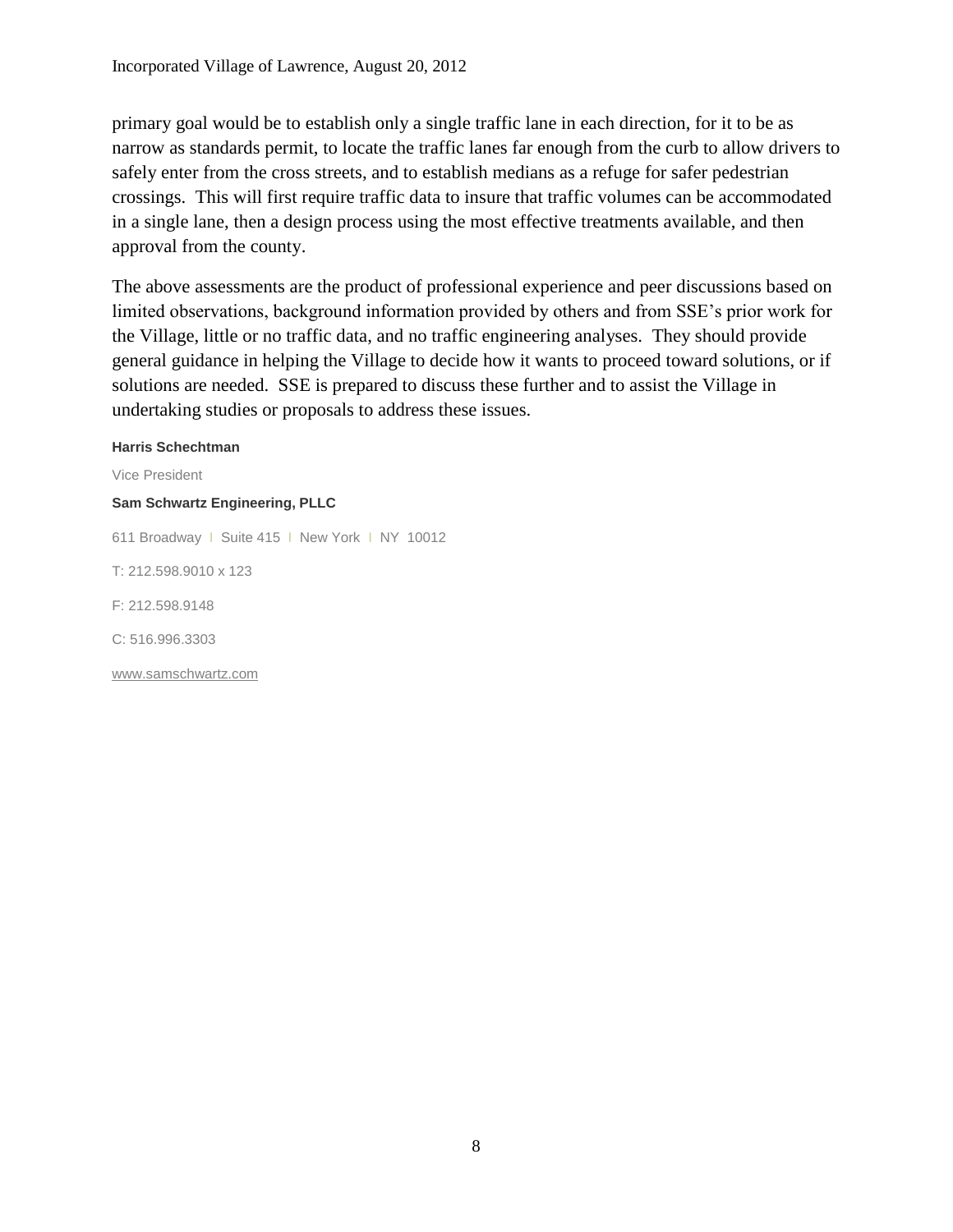primary goal would be to establish only a single traffic lane in each direction, for it to be as narrow as standards permit, to locate the traffic lanes far enough from the curb to allow drivers to safely enter from the cross streets, and to establish medians as a refuge for safer pedestrian crossings. This will first require traffic data to insure that traffic volumes can be accommodated in a single lane, then a design process using the most effective treatments available, and then approval from the county.

The above assessments are the product of professional experience and peer discussions based on limited observations, background information provided by others and from SSE's prior work for the Village, little or no traffic data, and no traffic engineering analyses. They should provide general guidance in helping the Village to decide how it wants to proceed toward solutions, or if solutions are needed. SSE is prepared to discuss these further and to assist the Village in undertaking studies or proposals to address these issues.

**Harris Schechtman**

Vice President

**Sam Schwartz Engineering, PLLC**

611 Broadway | Suite 415 | New York | NY 10012

T: 212.598.9010 x 123

F: 212.598.9148

C: 516.996.3303

www.samschwartz.com